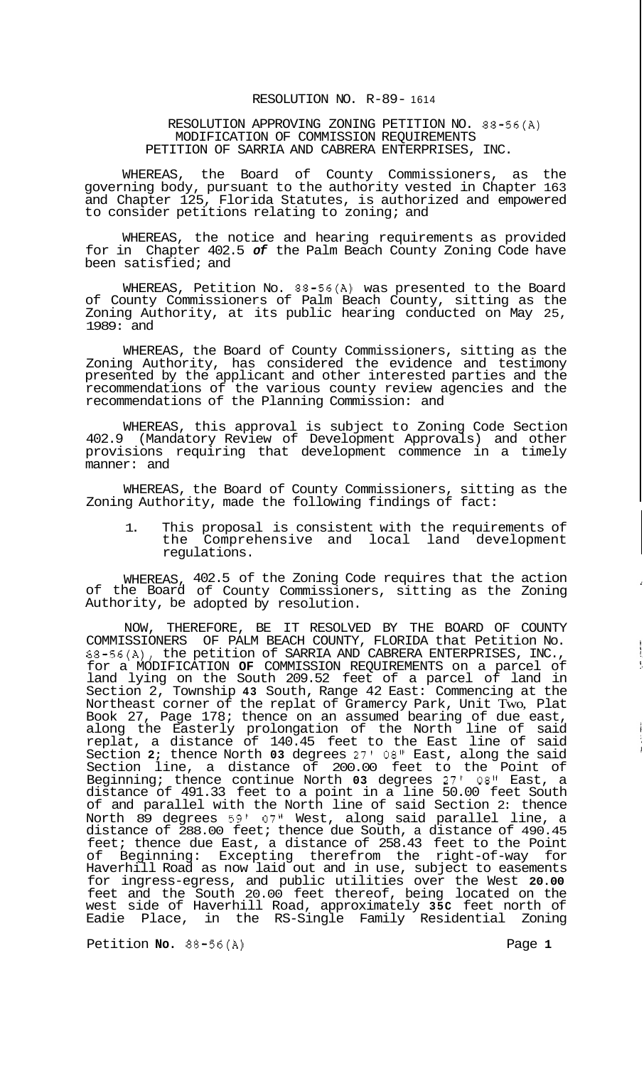RESOLUTION NO. R-89- 1614

RESOLUTION APPROVING ZONING PETITION NO. 88-56(A)
MODIFICATION OF COMMISSION REQUIREMENTS
PETITION OF SARRIA AND CABRERA ENTERPRISES, INC.

WHEREAS, the Board of County Commissioners, as the governing body, pursuant to the authority vested in Chapter 163 and Chapter 125, Florida Statutes, is authorized and empowered to consider petitions relating to zoning; and

WHEREAS, the notice and hearing requirements as provided for in Chapter 402.5 *of* the Palm Beach County Zoning Code have been satisfied; and

WHEREAS, Petition No. 88-56(A) was presented to the Board of County Commissioners of Palm Beach County, sitting as the Zoning Authority, at its public hearing conducted on May 25, 1989: and

WHEREAS, the Board of County Commissioners, sitting as the Zoning Authority, has considered the evidence and testimony presented by the applicant and other interested parties and the recommendations of the various county review agencies and the recommendations of the Planning Commission: and

WHEREAS, this approval is subject to Zoning Code Section 402.9 (Mandatory Review of Development Approvals) and other provisions requiring that development commence in a timely manner: and

WHEREAS, the Board of County Commissioners, sitting as the Zoning Authority, made the following findings of fact:

1. This proposal is consistent with the requirements of the Comprehensive and local land development regulations.

WHEREAS, 402.5 of the Zoning Code requires that the action of the Board of County Commissioners, sitting as the Zoning Authority, be adopted by resolution.

NOW, THEREFORE, BE IT RESOLVED BY THE BOARD OF COUNTY COMMISSIONERS OF PALM BEACH COUNTY, FLORIDA that Petition No. 88-56(A), the petition of SARRIA AND CABRERA ENTERPRISES, INC., for a MODIFICATION **OF** COMMISSION REQUIREMENTS on a parcel of land lying on the South 209.52 feet of a parcel of land in Section 2, Township **43** South, Range 42 East: Commencing at the Northeast corner of the replat of Gramercy Park, Unit Two, Plat Book 27, Page 178; thence on an assumed bearing of due east, along the Easterly prolongation of the North line of said replat, a distance of 140.45 feet to the East line of said Section **2**; thence North **03** degrees 27' 08" East, along the said Section line, a distance of 200.00 feet to the Point of Beginning; thence continue North **03** degrees 27' 08" East, a distance of 491.33 feet to a point in a line 50.00 feet South of and parallel with the North line of said Section 2: thence North 89 degrees 59' 07" West, along said parallel line, a distance of 288.00 feet; thence due South, a distance of 490.45 feet; thence due East, a distance of 258.43 feet to the Point of Beginning: Excepting therefrom the right-of-way for Haverhill Road as now laid out and in use, subject to easements for ingress-egress, and public utilities over the West **20.00** feet and the South 20.00 feet thereof, being located on the west side of Haverhill Road, approximately **35C** feet north of Eadie Place, in the RS-Single Family Residential Zoning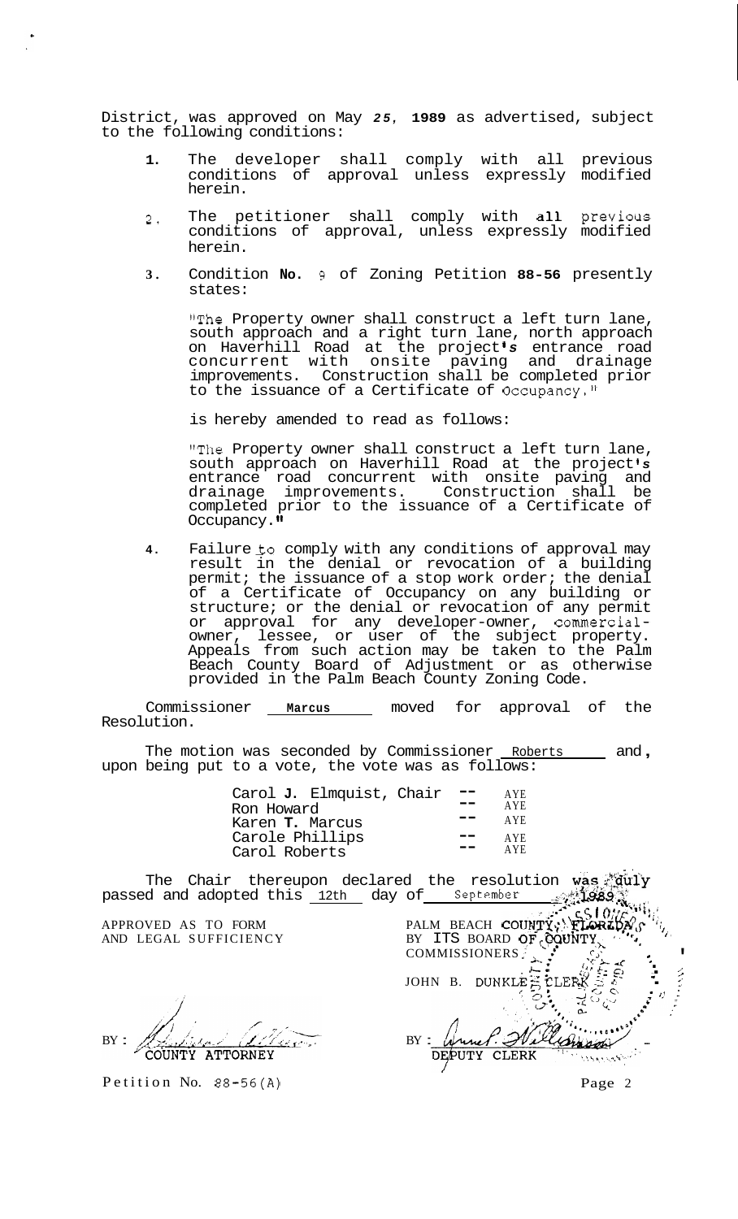District, was approved on May *25*, **1989** as advertised, subject to the following conditions:

1. The developer shall comply with all previous conditions of approval unless expressly modified herein.

2. The petitioner shall comply with all previous conditions of approval, unless expressly modified herein.

3. Condition **No.** 9 of Zoning Petition **88-56** presently states:

   "The Property owner shall construct a left turn lane, south approach and a right turn lane, north approach on Haverhill Road at the project's entrance road concurrent with onsite paving and drainage improvements. Construction shall be completed prior to the issuance of a Certificate of Occupancy."

   is hereby amended to read as follows:

   "The Property owner shall construct a left turn lane, south approach on Haverhill Road at the project's entrance road concurrent with onsite paving and drainage improvements. Construction shall be completed prior to the issuance of a Certificate of Occupancy."

4. Failure to comply with any conditions of approval may result in the denial or revocation of a building permit; the issuance of a stop work order; the denial of a Certificate of Occupancy on any building or structure; or the denial or revocation of any permit or approval for any developer-owner, commercial-owner, lessee, or user of the subject property. Appeals from such action may be taken to the Palm Beach County Board of Adjustment or as otherwise provided in the Palm Beach County Zoning Code.

Commissioner **Marcus** moved for approval of the Resolution.

The motion was seconded by Commissioner Roberts and, upon being put to a vote, the vote was as follows:

| | | |
|---|---|---|
| Carol **J.** Elmquist, Chair | -- | AYE |
| Ron Howard | -- | AYE |
| Karen **T.** Marcus | -- | AYE |
| Carole Phillips | -- | AYE |
| Carol Roberts | -- | AYE |

The Chair thereupon declared the resolution was duly passed and adopted this 12th day of September 1989.

APPROVED AS TO FORM AND LEGAL SUFFICIENCY

BY: COUNTY ATTORNEY

PALM BEACH COUNTY, FLORIDA BY ITS BOARD OF COUNTY COMMISSIONERS

JOHN B. DUNKLE, CLERK

BY: DEPUTY CLERK

Petition No. 88-56(A)